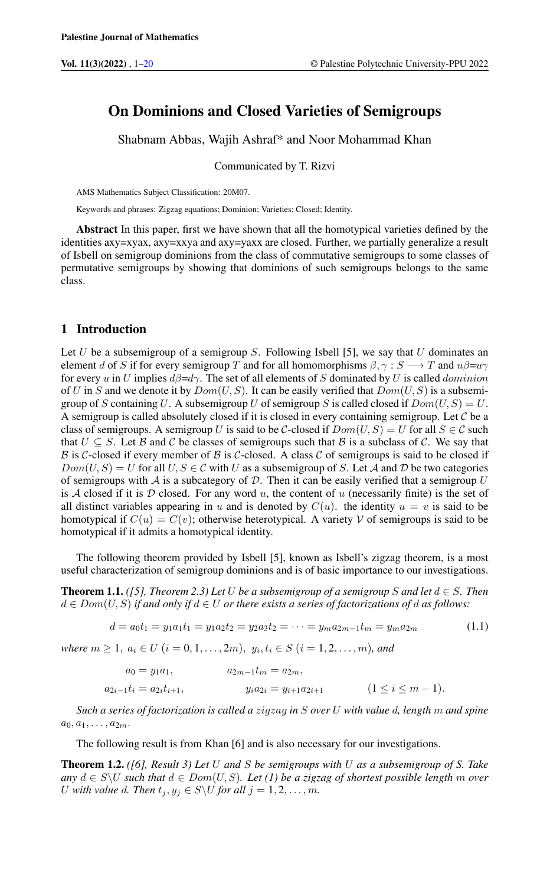# On Dominions and Closed Varieties of Semigroups

Shabnam Abbas, Wajih Ashraf* and Noor Mohammad Khan

Communicated by T. Rizvi

AMS Mathematics Subject Classification: 20M07.

Keywords and phrases: Zigzag equations; Dominion; Varieties; Closed; Identity.

**Abstract** In this paper, first we have shown that all the homotypical varieties defined by the identities axy=xyax, axy=xxya and axy=yaxx are closed. Further, we partially generalize a result of Isbell on semigroup dominions from the class of commutative semigroups to some classes of permutative semigroups by showing that dominions of such semigroups belongs to the same class.

## 1 Introduction

Let $U$ be a subsemigroup of a semigroup $S$. Following Isbell [5], we say that $U$ dominates an element $d$ of $S$ if for every semigroup $T$ and for all homomorphisms $\beta, \gamma : S \longrightarrow T$ and $u\beta$=$u\gamma$ for every $u$ in $U$ implies $d\beta$=$d\gamma$. The set of all elements of $S$ dominated by $U$ is called *dominion* of $U$ in $S$ and we denote it by $Dom(U, S)$. It can be easily verified that $Dom(U, S)$ is a subsemigroup of $S$ containing $U$. A subsemigroup $U$ of semigroup $S$ is called closed if $Dom(U, S) = U$. A semigroup is called absolutely closed if it is closed in every containing semigroup. Let $\mathcal{C}$ be a class of semigroups. A semigroup $U$ is said to be $\mathcal{C}$-closed if $Dom(U, S) = U$ for all $S \in \mathcal{C}$ such that $U \subseteq S$. Let $\mathcal{B}$ and $\mathcal{C}$ be classes of semigroups such that $\mathcal{B}$ is a subclass of $\mathcal{C}$. We say that $\mathcal{B}$ is $\mathcal{C}$-closed if every member of $\mathcal{B}$ is $\mathcal{C}$-closed. A class $\mathcal{C}$ of semigroups is said to be closed if $Dom(U, S) = U$ for all $U, S \in \mathcal{C}$ with $U$ as a subsemigroup of $S$. Let $\mathcal{A}$ and $\mathcal{D}$ be two categories of semigroups with $\mathcal{A}$ is a subcategory of $\mathcal{D}$. Then it can be easily verified that a semigroup $U$ is $\mathcal{A}$ closed if it is $\mathcal{D}$ closed. For any word $u$, the content of $u$ (necessarily finite) is the set of all distinct variables appearing in $u$ and is denoted by $C(u)$. the identity $u = v$ is said to be homotypical if $C(u) = C(v)$; otherwise heterotypical. A variety $\mathcal{V}$ of semigroups is said to be homotypical if it admits a homotypical identity.

The following theorem provided by Isbell [5], known as Isbell's zigzag theorem, is a most useful characterization of semigroup dominions and is of basic importance to our investigations.

**Theorem 1.1.** *([5], Theorem 2.3) Let $U$ be a subsemigroup of a semigroup $S$ and let $d \in S$. Then $d \in Dom(U, S)$ if and only if $d \in U$ or there exists a series of factorizations of $d$ as follows:*

$$d = a_0t_1 = y_1a_1t_1 = y_1a_2t_2 = y_2a_3t_2 = \cdots = y_ma_{2m-1}t_m = y_ma_{2m} \tag{1.1}$$

*where $m \geq 1,\ a_i \in U\ (i = 0, 1, \ldots, 2m),\ y_i, t_i \in S\ (i = 1, 2, \ldots, m)$, and*

$$a_0 = y_1a_1, \qquad a_{2m-1}t_m = a_{2m},$$

$$a_{2i-1}t_i = a_{2i}t_{i+1}, \qquad y_ia_{2i} = y_{i+1}a_{2i+1} \qquad (1 \leq i \leq m-1).$$

*Such a series of factorization is called a zigzag in $S$ over $U$ with value $d$, length $m$ and spine $a_0, a_1, \ldots, a_{2m}$.*

The following result is from Khan [6] and is also necessary for our investigations.

**Theorem 1.2.** *([6], Result 3) Let $U$ and $S$ be semigroups with $U$ as a subsemigroup of $S$. Take any $d \in S \backslash U$ such that $d \in Dom(U, S)$. Let (1) be a zigzag of shortest possible length $m$ over $U$ with value $d$. Then $t_j, y_j \in S \backslash U$ for all $j = 1, 2, \ldots, m$.*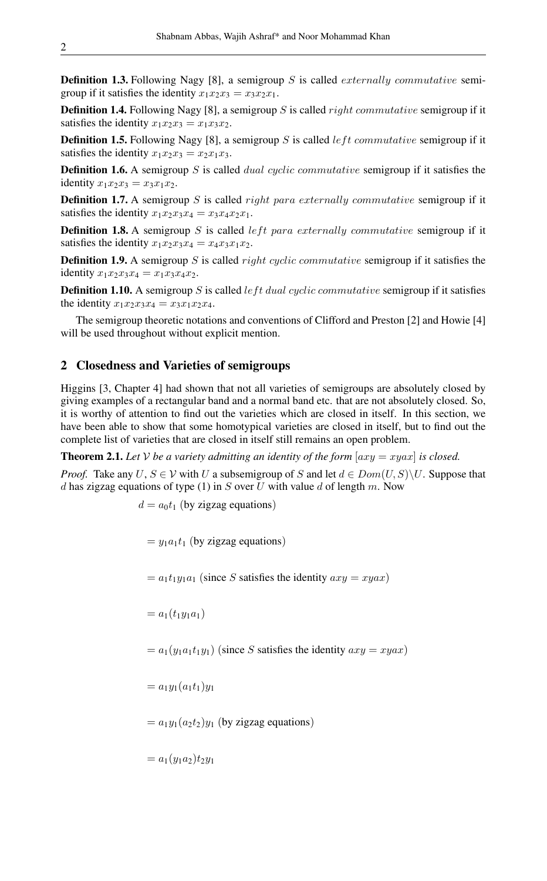**Definition 1.3.** Following Nagy [8], a semigroup $S$ is called *externally commutative* semigroup if it satisfies the identity $x_1x_2x_3 = x_3x_2x_1$.

**Definition 1.4.** Following Nagy [8], a semigroup $S$ is called *right commutative* semigroup if it satisfies the identity $x_1x_2x_3 = x_1x_3x_2$.

**Definition 1.5.** Following Nagy [8], a semigroup $S$ is called *left commutative* semigroup if it satisfies the identity $x_1x_2x_3 = x_2x_1x_3$.

**Definition 1.6.** A semigroup $S$ is called *dual cyclic commutative* semigroup if it satisfies the identity $x_1x_2x_3 = x_3x_1x_2$.

**Definition 1.7.** A semigroup $S$ is called *right para externally commutative* semigroup if it satisfies the identity $x_1x_2x_3x_4 = x_3x_4x_2x_1$.

**Definition 1.8.** A semigroup $S$ is called *left para externally commutative* semigroup if it satisfies the identity $x_1x_2x_3x_4 = x_4x_3x_1x_2$.

**Definition 1.9.** A semigroup $S$ is called *right cyclic commutative* semigroup if it satisfies the identity $x_1x_2x_3x_4 = x_1x_3x_4x_2$.

**Definition 1.10.** A semigroup $S$ is called *left dual cyclic commutative* semigroup if it satisfies the identity $x_1x_2x_3x_4 = x_3x_1x_2x_4$.

The semigroup theoretic notations and conventions of Clifford and Preston [2] and Howie [4] will be used throughout without explicit mention.

## 2 Closedness and Varieties of semigroups

Higgins [3, Chapter 4] had shown that not all varieties of semigroups are absolutely closed by giving examples of a rectangular band and a normal band etc. that are not absolutely closed. So, it is worthy of attention to find out the varieties which are closed in itself. In this section, we have been able to show that some homotypical varieties are closed in itself, but to find out the complete list of varieties that are closed in itself still remains an open problem.

**Theorem 2.1.** *Let $\mathcal{V}$ be a variety admitting an identity of the form $[axy = xyax]$ is closed.*

*Proof.* Take any $U, S \in \mathcal{V}$ with $U$ a subsemigroup of $S$ and let $d \in Dom(U, S)\backslash U$. Suppose that $d$ has zigzag equations of type (1) in $S$ over $U$ with value $d$ of length $m$. Now

$$
\begin{aligned}
d &= a_0t_1 \text{ (by zigzag equations)}\\
&= y_1a_1t_1 \text{ (by zigzag equations)}\\
&= a_1t_1y_1a_1 \text{ (since } S \text{ satisfies the identity } axy = xyax)\\
&= a_1(t_1y_1a_1)\\
&= a_1(y_1a_1t_1y_1) \text{ (since } S \text{ satisfies the identity } axy = xyax)\\
&= a_1y_1(a_1t_1)y_1\\
&= a_1y_1(a_2t_2)y_1 \text{ (by zigzag equations)}\\
&= a_1(y_1a_2)t_2y_1
\end{aligned}
$$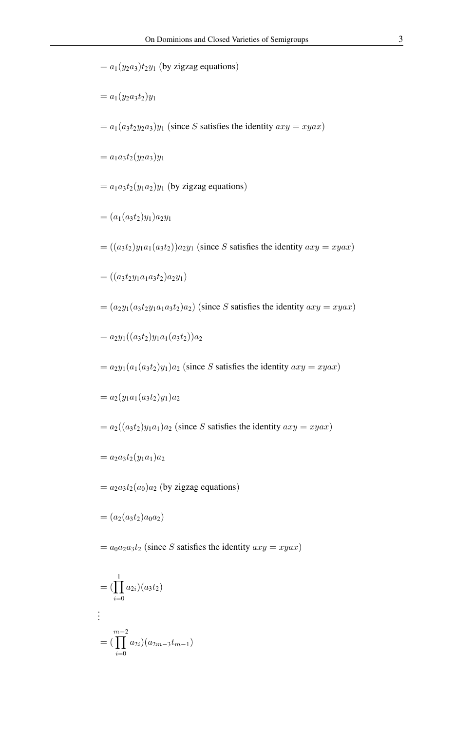$= a_1(y_2a_3)t_2y_1$ (by zigzag equations)

$= a_1(y_2a_3t_2)y_1$

$= a_1(a_3t_2y_2a_3)y_1$ (since $S$ satisfies the identity $axy = xyax$)

$= a_1a_3t_2(y_2a_3)y_1$

$= a_1a_3t_2(y_1a_2)y_1$ (by zigzag equations)

$= (a_1(a_3t_2)y_1)a_2y_1$

$= ((a_3t_2)y_1a_1(a_3t_2))a_2y_1$ (since $S$ satisfies the identity $axy = xyax$)

$= ((a_3t_2y_1a_1a_3t_2)a_2y_1)$

$= (a_2y_1(a_3t_2y_1a_1a_3t_2)a_2)$ (since $S$ satisfies the identity $axy = xyax$)

$= a_2y_1((a_3t_2)y_1a_1(a_3t_2))a_2$

$= a_2y_1(a_1(a_3t_2)y_1)a_2$ (since $S$ satisfies the identity $axy = xyax$)

$= a_2(y_1a_1(a_3t_2)y_1)a_2$

$= a_2((a_3t_2)y_1a_1)a_2$ (since $S$ satisfies the identity $axy = xyax$)

$= a_2a_3t_2(y_1a_1)a_2$

$= a_2a_3t_2(a_0)a_2$ (by zigzag equations)

$= (a_2(a_3t_2)a_0a_2)$

$= a_0a_2a_3t_2$ (since $S$ satisfies the identity $axy = xyax$)

$= (\prod_{i=0}^{1} a_{2i})(a_3t_2)$

$\vdots$

$= (\prod_{i=0}^{m-2} a_{2i})(a_{2m-3}t_{m-1})$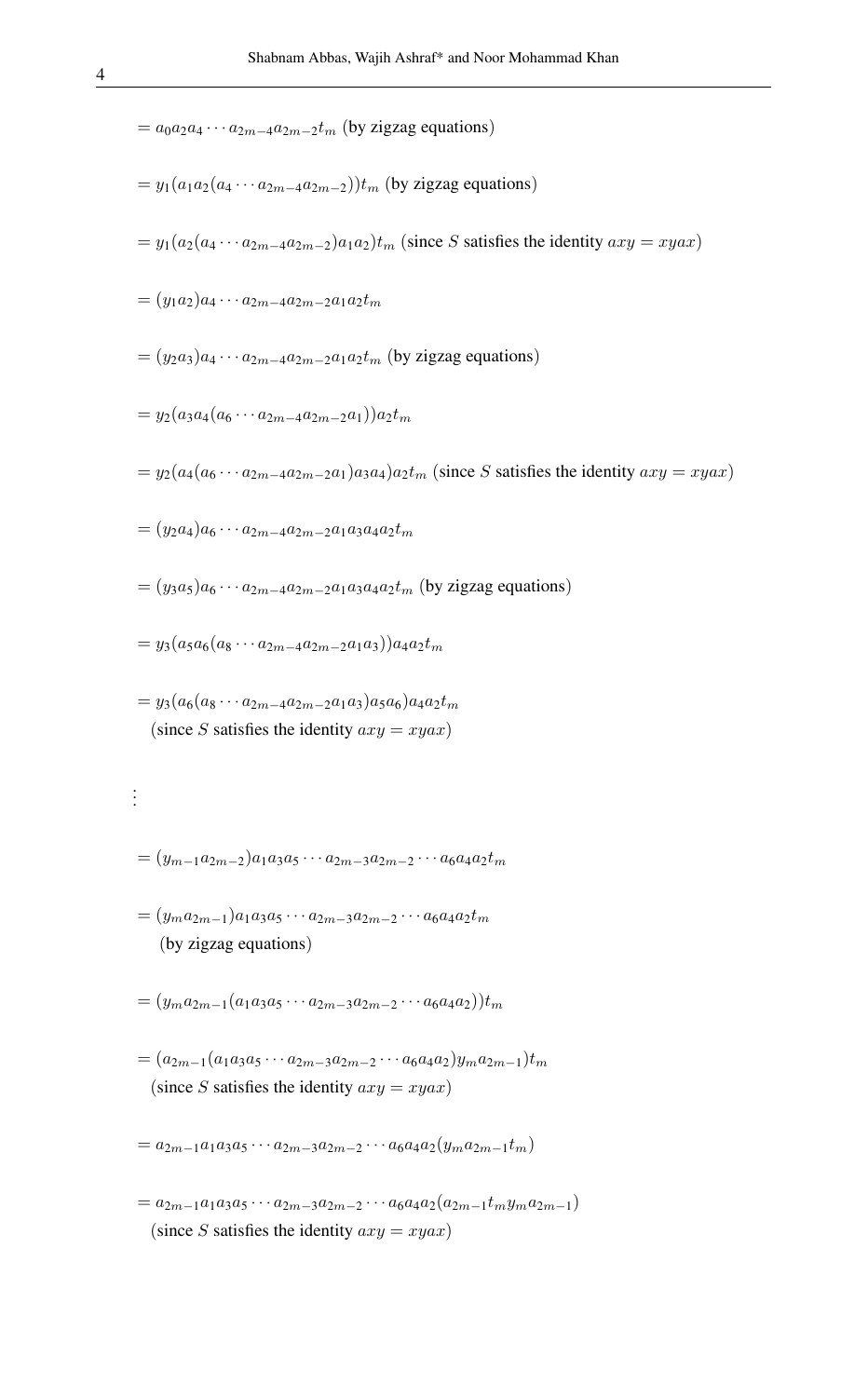$= a_0a_2a_4 \cdots a_{2m-4}a_{2m-2}t_m$ (by zigzag equations)

$= y_1(a_1a_2(a_4 \cdots a_{2m-4}a_{2m-2}))t_m$ (by zigzag equations)

$= y_1(a_2(a_4 \cdots a_{2m-4}a_{2m-2})a_1a_2)t_m$ (since $S$ satisfies the identity $axy = xyax$)

$= (y_1a_2)a_4 \cdots a_{2m-4}a_{2m-2}a_1a_2t_m$

$= (y_2a_3)a_4 \cdots a_{2m-4}a_{2m-2}a_1a_2t_m$ (by zigzag equations)

$= y_2(a_3a_4(a_6 \cdots a_{2m-4}a_{2m-2}a_1))a_2t_m$

$= y_2(a_4(a_6 \cdots a_{2m-4}a_{2m-2}a_1)a_3a_4)a_2t_m$ (since $S$ satisfies the identity $axy = xyax$)

$= (y_2a_4)a_6 \cdots a_{2m-4}a_{2m-2}a_1a_3a_4a_2t_m$

$= (y_3a_5)a_6 \cdots a_{2m-4}a_{2m-2}a_1a_3a_4a_2t_m$ (by zigzag equations)

$= y_3(a_5a_6(a_8 \cdots a_{2m-4}a_{2m-2}a_1a_3))a_4a_2t_m$

$= y_3(a_6(a_8 \cdots a_{2m-4}a_{2m-2}a_1a_3)a_5a_6)a_4a_2t_m$
(since $S$ satisfies the identity $axy = xyax$)

$\vdots$

$= (y_{m-1}a_{2m-2})a_1a_3a_5 \cdots a_{2m-3}a_{2m-2} \cdots a_6a_4a_2t_m$

$= (y_ma_{2m-1})a_1a_3a_5 \cdots a_{2m-3}a_{2m-2} \cdots a_6a_4a_2t_m$
(by zigzag equations)

$= (y_ma_{2m-1}(a_1a_3a_5 \cdots a_{2m-3}a_{2m-2} \cdots a_6a_4a_2))t_m$

$= (a_{2m-1}(a_1a_3a_5 \cdots a_{2m-3}a_{2m-2} \cdots a_6a_4a_2)y_ma_{2m-1})t_m$
(since $S$ satisfies the identity $axy = xyax$)

$= a_{2m-1}a_1a_3a_5 \cdots a_{2m-3}a_{2m-2} \cdots a_6a_4a_2(y_ma_{2m-1}t_m)$

$= a_{2m-1}a_1a_3a_5 \cdots a_{2m-3}a_{2m-2} \cdots a_6a_4a_2(a_{2m-1}t_my_ma_{2m-1})$
(since $S$ satisfies the identity $axy = xyax$)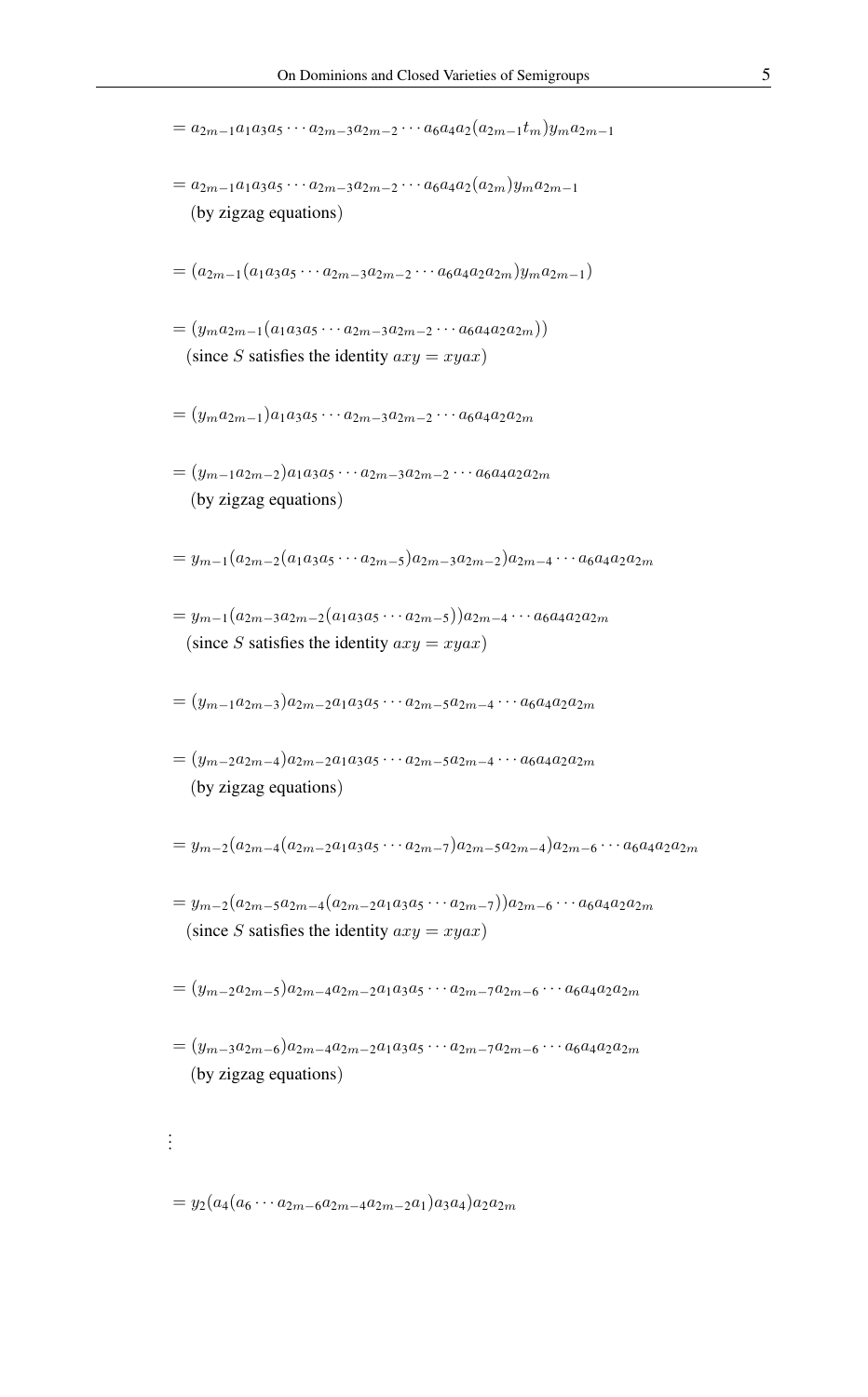$$= a_{2m-1}a_1a_3a_5\cdots a_{2m-3}a_{2m-2}\cdots a_6a_4a_2(a_{2m-1}t_m)y_ma_{2m-1}$$

$$= a_{2m-1}a_1a_3a_5\cdots a_{2m-3}a_{2m-2}\cdots a_6a_4a_2(a_{2m})y_ma_{2m-1}$$
(by zigzag equations)

$$= (a_{2m-1}(a_1a_3a_5\cdots a_{2m-3}a_{2m-2}\cdots a_6a_4a_2a_{2m})y_ma_{2m-1})$$

$$= (y_ma_{2m-1}(a_1a_3a_5\cdots a_{2m-3}a_{2m-2}\cdots a_6a_4a_2a_{2m}))$$
(since $S$ satisfies the identity $axy = xyax$)

$$= (y_ma_{2m-1})a_1a_3a_5\cdots a_{2m-3}a_{2m-2}\cdots a_6a_4a_2a_{2m}$$

$$= (y_{m-1}a_{2m-2})a_1a_3a_5\cdots a_{2m-3}a_{2m-2}\cdots a_6a_4a_2a_{2m}$$
(by zigzag equations)

$$= y_{m-1}(a_{2m-2}(a_1a_3a_5\cdots a_{2m-5})a_{2m-3}a_{2m-2})a_{2m-4}\cdots a_6a_4a_2a_{2m}$$

$$= y_{m-1}(a_{2m-3}a_{2m-2}(a_1a_3a_5\cdots a_{2m-5}))a_{2m-4}\cdots a_6a_4a_2a_{2m}$$
(since $S$ satisfies the identity $axy = xyax$)

$$= (y_{m-1}a_{2m-3})a_{2m-2}a_1a_3a_5\cdots a_{2m-5}a_{2m-4}\cdots a_6a_4a_2a_{2m}$$

$$= (y_{m-2}a_{2m-4})a_{2m-2}a_1a_3a_5\cdots a_{2m-5}a_{2m-4}\cdots a_6a_4a_2a_{2m}$$
(by zigzag equations)

$$= y_{m-2}(a_{2m-4}(a_{2m-2}a_1a_3a_5\cdots a_{2m-7})a_{2m-5}a_{2m-4})a_{2m-6}\cdots a_6a_4a_2a_{2m}$$

$$= y_{m-2}(a_{2m-5}a_{2m-4}(a_{2m-2}a_1a_3a_5\cdots a_{2m-7}))a_{2m-6}\cdots a_6a_4a_2a_{2m}$$
(since $S$ satisfies the identity $axy = xyax$)

$$= (y_{m-2}a_{2m-5})a_{2m-4}a_{2m-2}a_1a_3a_5\cdots a_{2m-7}a_{2m-6}\cdots a_6a_4a_2a_{2m}$$

$$= (y_{m-3}a_{2m-6})a_{2m-4}a_{2m-2}a_1a_3a_5\cdots a_{2m-7}a_{2m-6}\cdots a_6a_4a_2a_{2m}$$
(by zigzag equations)

$$\vdots$$

$$= y_2(a_4(a_6\cdots a_{2m-6}a_{2m-4}a_{2m-2}a_1)a_3a_4)a_2a_{2m}$$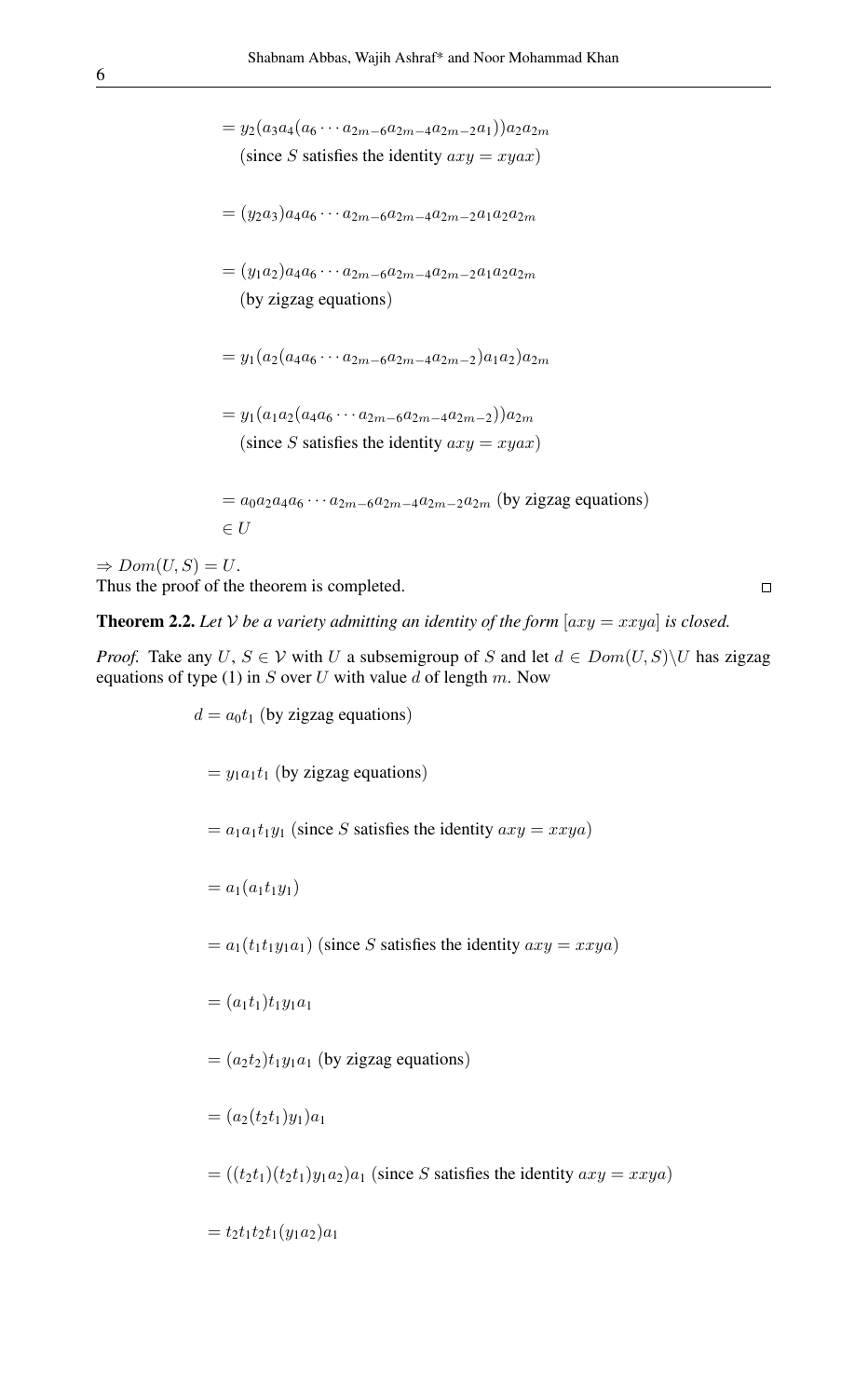$= y_2(a_3a_4(a_6 \cdots a_{2m-6}a_{2m-4}a_{2m-2}a_1))a_2a_{2m}$

(since $S$ satisfies the identity $axy = xyax$)

$= (y_2a_3)a_4a_6 \cdots a_{2m-6}a_{2m-4}a_{2m-2}a_1a_2a_{2m}$

$= (y_1a_2)a_4a_6 \cdots a_{2m-6}a_{2m-4}a_{2m-2}a_1a_2a_{2m}$

(by zigzag equations)

$= y_1(a_2(a_4a_6 \cdots a_{2m-6}a_{2m-4}a_{2m-2})a_1a_2)a_{2m}$

$= y_1(a_1a_2(a_4a_6 \cdots a_{2m-6}a_{2m-4}a_{2m-2}))a_{2m}$

(since $S$ satisfies the identity $axy = xyax$)

$= a_0a_2a_4a_6 \cdots a_{2m-6}a_{2m-4}a_{2m-2}a_{2m}$ (by zigzag equations)

$\in U$

$\Rightarrow Dom(U, S) = U$.

Thus the proof of the theorem is completed. □

**Theorem 2.2.** *Let $\mathcal{V}$ be a variety admitting an identity of the form $[axy = xxya]$ is closed.*

*Proof.* Take any $U$, $S \in \mathcal{V}$ with $U$ a subsemigroup of $S$ and let $d \in Dom(U, S)\backslash U$ has zigzag equations of type (1) in $S$ over $U$ with value $d$ of length $m$. Now

$d = a_0t_1$ (by zigzag equations)

$= y_1a_1t_1$ (by zigzag equations)

$= a_1a_1t_1y_1$ (since $S$ satisfies the identity $axy = xxya$)

$= a_1(a_1t_1y_1)$

$= a_1(t_1t_1y_1a_1)$ (since $S$ satisfies the identity $axy = xxya$)

$= (a_1t_1)t_1y_1a_1$

$= (a_2t_2)t_1y_1a_1$ (by zigzag equations)

$= (a_2(t_2t_1)y_1)a_1$

$= ((t_2t_1)(t_2t_1)y_1a_2)a_1$ (since $S$ satisfies the identity $axy = xxya$)

$= t_2t_1t_2t_1(y_1a_2)a_1$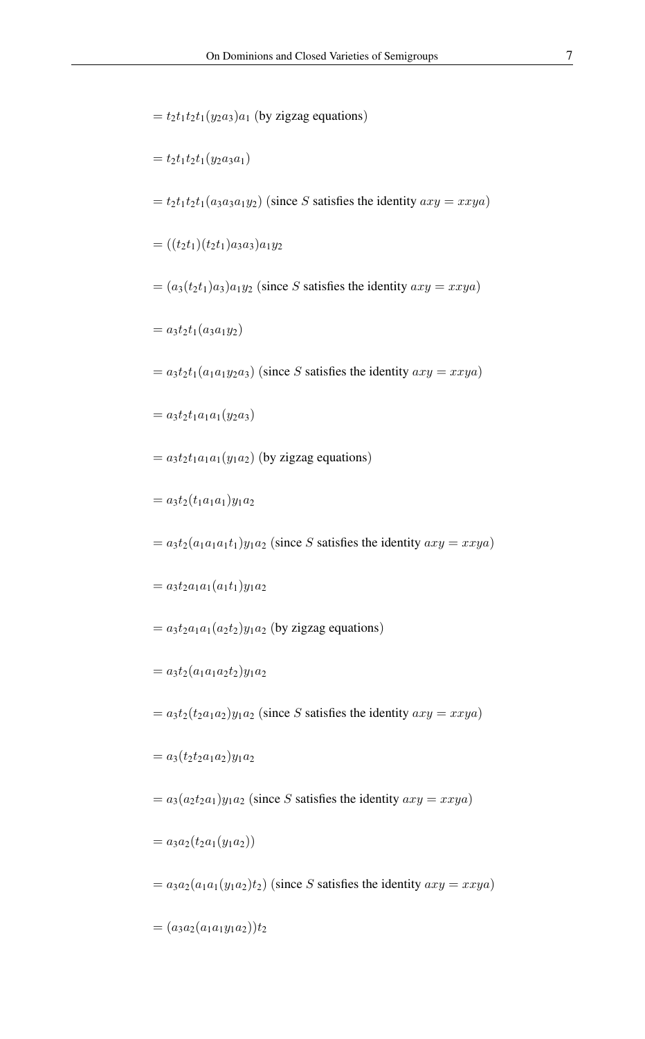$= t_2t_1t_2t_1(y_2a_3)a_1$ (by zigzag equations)

$= t_2t_1t_2t_1(y_2a_3a_1)$

$= t_2t_1t_2t_1(a_3a_3a_1y_2)$ (since $S$ satisfies the identity $axy = xxya$)

$= ((t_2t_1)(t_2t_1)a_3a_3)a_1y_2$

$= (a_3(t_2t_1)a_3)a_1y_2$ (since $S$ satisfies the identity $axy = xxya$)

$= a_3t_2t_1(a_3a_1y_2)$

$= a_3t_2t_1(a_1a_1y_2a_3)$ (since $S$ satisfies the identity $axy = xxya$)

$= a_3t_2t_1a_1a_1(y_2a_3)$

$= a_3t_2t_1a_1a_1(y_1a_2)$ (by zigzag equations)

$= a_3t_2(t_1a_1a_1)y_1a_2$

$= a_3t_2(a_1a_1a_1t_1)y_1a_2$ (since $S$ satisfies the identity $axy = xxya$)

$= a_3t_2a_1a_1(a_1t_1)y_1a_2$

$= a_3t_2a_1a_1(a_2t_2)y_1a_2$ (by zigzag equations)

$= a_3t_2(a_1a_1a_2t_2)y_1a_2$

$= a_3t_2(t_2a_1a_2)y_1a_2$ (since $S$ satisfies the identity $axy = xxya$)

$= a_3(t_2t_2a_1a_2)y_1a_2$

$= a_3(a_2t_2a_1)y_1a_2$ (since $S$ satisfies the identity $axy = xxya$)

$= a_3a_2(t_2a_1(y_1a_2))$

$= a_3a_2(a_1a_1(y_1a_2)t_2)$ (since $S$ satisfies the identity $axy = xxya$)

$= (a_3a_2(a_1a_1y_1a_2))t_2$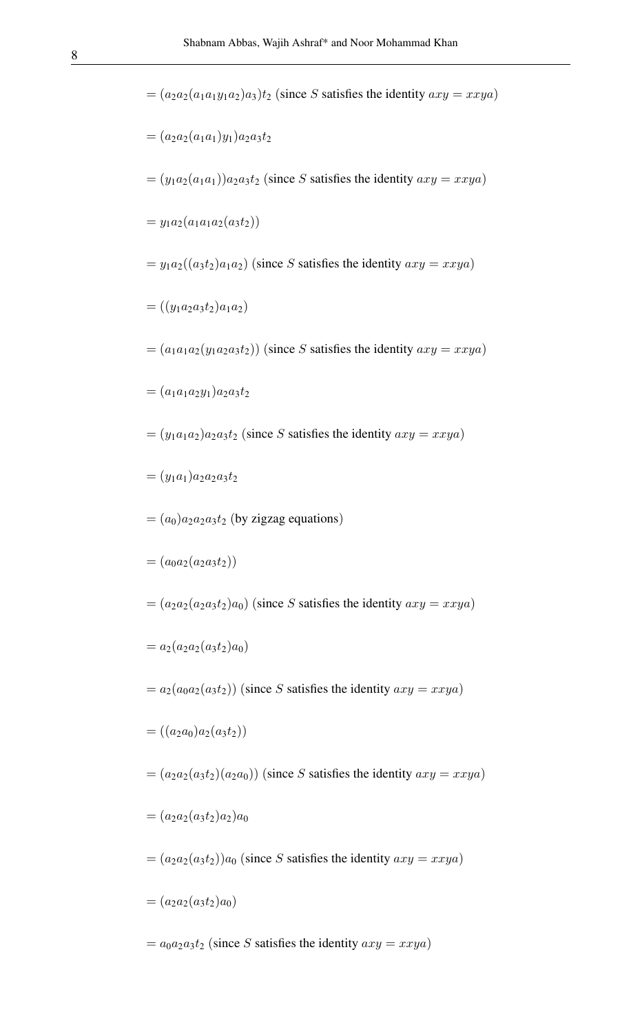$= (a_2a_2(a_1a_1y_1a_2)a_3)t_2$ (since $S$ satisfies the identity $axy = xxya$)

$= (a_2a_2(a_1a_1)y_1)a_2a_3t_2$

$= (y_1a_2(a_1a_1))a_2a_3t_2$ (since $S$ satisfies the identity $axy = xxya$)

$= y_1a_2(a_1a_1a_2(a_3t_2))$

$= y_1a_2((a_3t_2)a_1a_2)$ (since $S$ satisfies the identity $axy = xxya$)

$= ((y_1a_2a_3t_2)a_1a_2)$

$= (a_1a_1a_2(y_1a_2a_3t_2))$ (since $S$ satisfies the identity $axy = xxya$)

$= (a_1a_1a_2y_1)a_2a_3t_2$

$= (y_1a_1a_2)a_2a_3t_2$ (since $S$ satisfies the identity $axy = xxya$)

$= (y_1a_1)a_2a_2a_3t_2$

$= (a_0)a_2a_2a_3t_2$ (by zigzag equations)

$= (a_0a_2(a_2a_3t_2))$

$= (a_2a_2(a_2a_3t_2)a_0)$ (since $S$ satisfies the identity $axy = xxya$)

$= a_2(a_2a_2(a_3t_2)a_0)$

$= a_2(a_0a_2(a_3t_2))$ (since $S$ satisfies the identity $axy = xxya$)

$= ((a_2a_0)a_2(a_3t_2))$

$= (a_2a_2(a_3t_2)(a_2a_0))$ (since $S$ satisfies the identity $axy = xxya$)

$= (a_2a_2(a_3t_2)a_2)a_0$

$= (a_2a_2(a_3t_2))a_0$ (since $S$ satisfies the identity $axy = xxya$)

$= (a_2a_2(a_3t_2)a_0)$

$= a_0a_2a_3t_2$ (since $S$ satisfies the identity $axy = xxya$)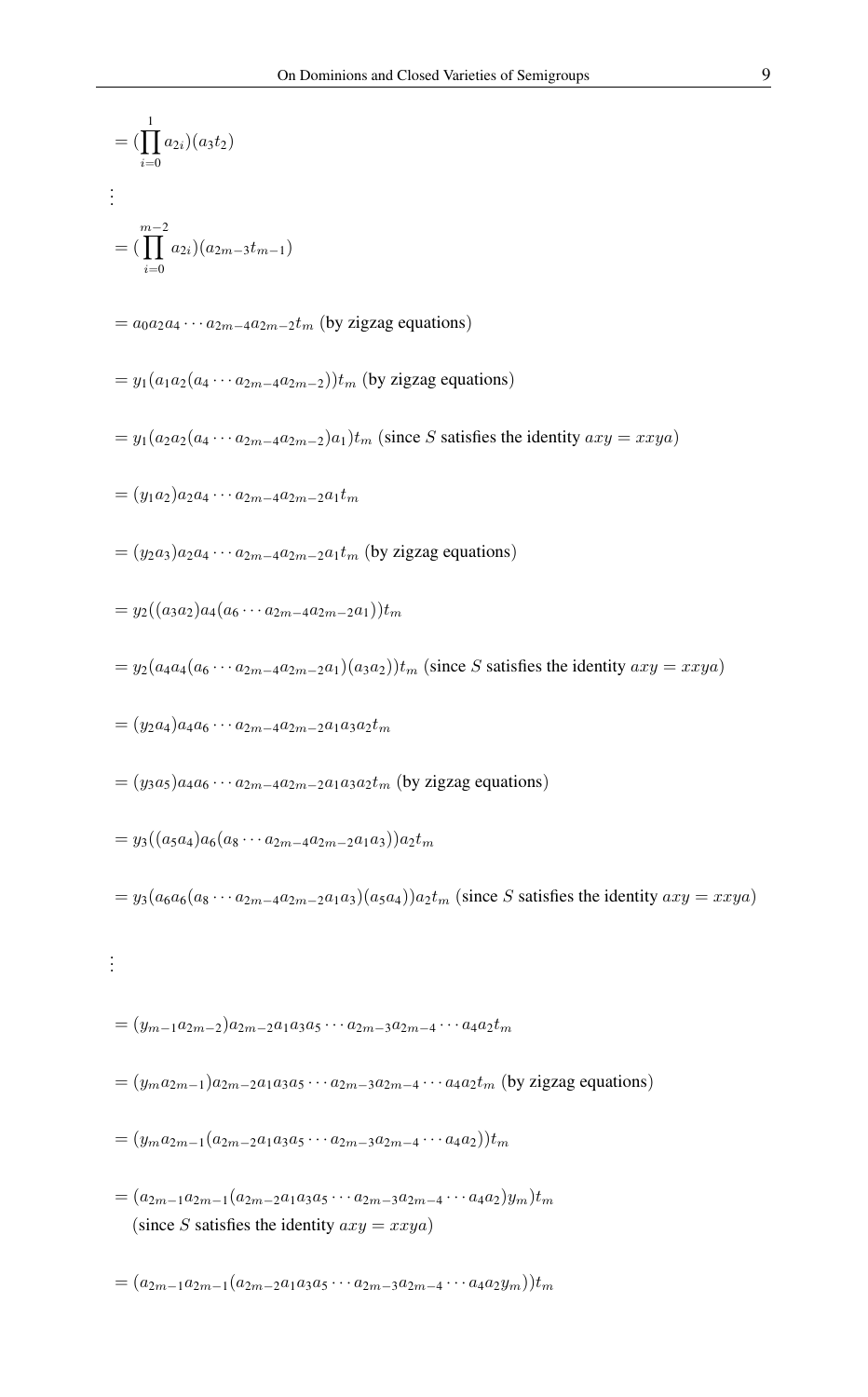$$= (\prod_{i=0}^{1} a_{2i})(a_3 t_2)$$

$$\vdots$$

$$= (\prod_{i=0}^{m-2} a_{2i})(a_{2m-3} t_{m-1})$$

$$= a_0 a_2 a_4 \cdots a_{2m-4} a_{2m-2} t_m \text{ (by zigzag equations)}$$

$$= y_1(a_1 a_2(a_4 \cdots a_{2m-4} a_{2m-2}))t_m \text{ (by zigzag equations)}$$

$$= y_1(a_2 a_2(a_4 \cdots a_{2m-4} a_{2m-2})a_1)t_m \text{ (since } S \text{ satisfies the identity } axy = xxya\text{)}$$

$$= (y_1 a_2)a_2 a_4 \cdots a_{2m-4} a_{2m-2} a_1 t_m$$

$$= (y_2 a_3)a_2 a_4 \cdots a_{2m-4} a_{2m-2} a_1 t_m \text{ (by zigzag equations)}$$

$$= y_2((a_3 a_2)a_4(a_6 \cdots a_{2m-4} a_{2m-2} a_1))t_m$$

$$= y_2(a_4 a_4(a_6 \cdots a_{2m-4} a_{2m-2} a_1)(a_3 a_2))t_m \text{ (since } S \text{ satisfies the identity } axy = xxya\text{)}$$

$$= (y_2 a_4)a_4 a_6 \cdots a_{2m-4} a_{2m-2} a_1 a_3 a_2 t_m$$

$$= (y_3 a_5)a_4 a_6 \cdots a_{2m-4} a_{2m-2} a_1 a_3 a_2 t_m \text{ (by zigzag equations)}$$

$$= y_3((a_5 a_4)a_6(a_8 \cdots a_{2m-4} a_{2m-2} a_1 a_3))a_2 t_m$$

$$= y_3(a_6 a_6(a_8 \cdots a_{2m-4} a_{2m-2} a_1 a_3)(a_5 a_4))a_2 t_m \text{ (since } S \text{ satisfies the identity } axy = xxya\text{)}$$

$$\vdots$$

$$= (y_{m-1} a_{2m-2})a_{2m-2} a_1 a_3 a_5 \cdots a_{2m-3} a_{2m-4} \cdots a_4 a_2 t_m$$

$$= (y_m a_{2m-1})a_{2m-2} a_1 a_3 a_5 \cdots a_{2m-3} a_{2m-4} \cdots a_4 a_2 t_m \text{ (by zigzag equations)}$$

$$= (y_m a_{2m-1}(a_{2m-2} a_1 a_3 a_5 \cdots a_{2m-3} a_{2m-4} \cdots a_4 a_2))t_m$$

$$= (a_{2m-1} a_{2m-1}(a_{2m-2} a_1 a_3 a_5 \cdots a_{2m-3} a_{2m-4} \cdots a_4 a_2)y_m)t_m$$

(since $S$ satisfies the identity $axy = xxya$)

$$= (a_{2m-1} a_{2m-1}(a_{2m-2} a_1 a_3 a_5 \cdots a_{2m-3} a_{2m-4} \cdots a_4 a_2 y_m))t_m$$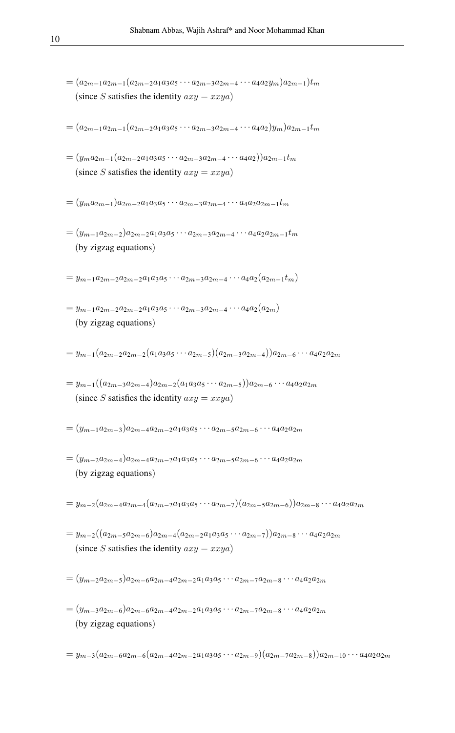$= (a_{2m-1}a_{2m-1}(a_{2m-2}a_1a_3a_5 \cdots a_{2m-3}a_{2m-4} \cdots a_4a_2y_m)a_{2m-1})t_m$
(since $S$ satisfies the identity $axy = xxya$)

$= (a_{2m-1}a_{2m-1}(a_{2m-2}a_1a_3a_5 \cdots a_{2m-3}a_{2m-4} \cdots a_4a_2)y_m)a_{2m-1}t_m$

$= (y_ma_{2m-1}(a_{2m-2}a_1a_3a_5 \cdots a_{2m-3}a_{2m-4} \cdots a_4a_2))a_{2m-1}t_m$
(since $S$ satisfies the identity $axy = xxya$)

$= (y_ma_{2m-1})a_{2m-2}a_1a_3a_5 \cdots a_{2m-3}a_{2m-4} \cdots a_4a_2a_{2m-1}t_m$

$= (y_{m-1}a_{2m-2})a_{2m-2}a_1a_3a_5 \cdots a_{2m-3}a_{2m-4} \cdots a_4a_2a_{2m-1}t_m$
(by zigzag equations)

$= y_{m-1}a_{2m-2}a_{2m-2}a_1a_3a_5 \cdots a_{2m-3}a_{2m-4} \cdots a_4a_2(a_{2m-1}t_m)$

$= y_{m-1}a_{2m-2}a_{2m-2}a_1a_3a_5 \cdots a_{2m-3}a_{2m-4} \cdots a_4a_2(a_{2m})$
(by zigzag equations)

$= y_{m-1}(a_{2m-2}a_{2m-2}(a_1a_3a_5 \cdots a_{2m-5})(a_{2m-3}a_{2m-4}))a_{2m-6} \cdots a_4a_2a_{2m}$

$= y_{m-1}((a_{2m-3}a_{2m-4})a_{2m-2}(a_1a_3a_5 \cdots a_{2m-5}))a_{2m-6} \cdots a_4a_2a_{2m}$
(since $S$ satisfies the identity $axy = xxya$)

$= (y_{m-1}a_{2m-3})a_{2m-4}a_{2m-2}a_1a_3a_5 \cdots a_{2m-5}a_{2m-6} \cdots a_4a_2a_{2m}$

$= (y_{m-2}a_{2m-4})a_{2m-4}a_{2m-2}a_1a_3a_5 \cdots a_{2m-5}a_{2m-6} \cdots a_4a_2a_{2m}$
(by zigzag equations)

$= y_{m-2}(a_{2m-4}a_{2m-4}(a_{2m-2}a_1a_3a_5 \cdots a_{2m-7})(a_{2m-5}a_{2m-6}))a_{2m-8} \cdots a_4a_2a_{2m}$

$= y_{m-2}((a_{2m-5}a_{2m-6})a_{2m-4}(a_{2m-2}a_1a_3a_5 \cdots a_{2m-7}))a_{2m-8} \cdots a_4a_2a_{2m}$
(since $S$ satisfies the identity $axy = xxya$)

$= (y_{m-2}a_{2m-5})a_{2m-6}a_{2m-4}a_{2m-2}a_1a_3a_5 \cdots a_{2m-7}a_{2m-8} \cdots a_4a_2a_{2m}$

$= (y_{m-3}a_{2m-6})a_{2m-6}a_{2m-4}a_{2m-2}a_1a_3a_5 \cdots a_{2m-7}a_{2m-8} \cdots a_4a_2a_{2m}$
(by zigzag equations)

$= y_{m-3}(a_{2m-6}a_{2m-6}(a_{2m-4}a_{2m-2}a_1a_3a_5 \cdots a_{2m-9})(a_{2m-7}a_{2m-8}))a_{2m-10} \cdots a_4a_2a_{2m}$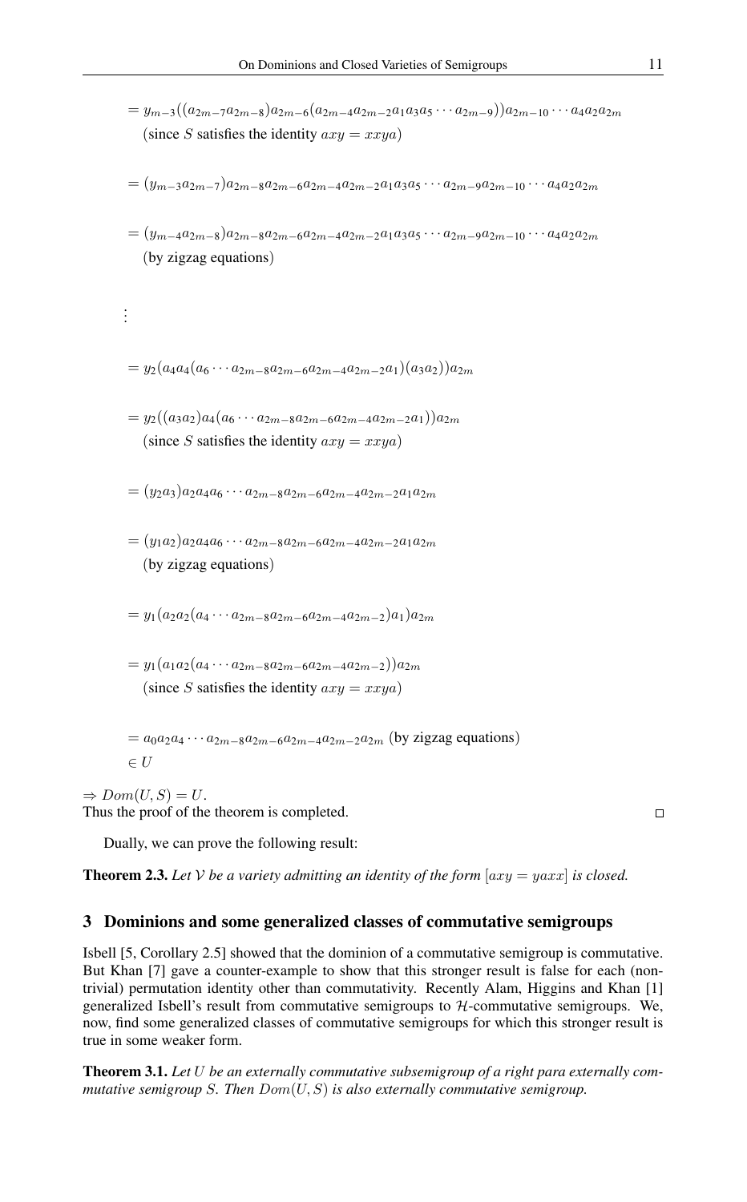$= y_{m-3}((a_{2m-7}a_{2m-8})a_{2m-6}(a_{2m-4}a_{2m-2}a_1a_3a_5\cdots a_{2m-9}))a_{2m-10}\cdots a_4a_2a_{2m}$
(since $S$ satisfies the identity $axy = xxya$)

$= (y_{m-3}a_{2m-7})a_{2m-8}a_{2m-6}a_{2m-4}a_{2m-2}a_1a_3a_5\cdots a_{2m-9}a_{2m-10}\cdots a_4a_2a_{2m}$

$= (y_{m-4}a_{2m-8})a_{2m-8}a_{2m-6}a_{2m-4}a_{2m-2}a_1a_3a_5\cdots a_{2m-9}a_{2m-10}\cdots a_4a_2a_{2m}$
(by zigzag equations)

$\vdots$

$= y_2(a_4a_4(a_6\cdots a_{2m-8}a_{2m-6}a_{2m-4}a_{2m-2}a_1)(a_3a_2))a_{2m}$

$= y_2((a_3a_2)a_4(a_6\cdots a_{2m-8}a_{2m-6}a_{2m-4}a_{2m-2}a_1))a_{2m}$
(since $S$ satisfies the identity $axy = xxya$)

$= (y_2a_3)a_2a_4a_6\cdots a_{2m-8}a_{2m-6}a_{2m-4}a_{2m-2}a_1a_{2m}$

$= (y_1a_2)a_2a_4a_6\cdots a_{2m-8}a_{2m-6}a_{2m-4}a_{2m-2}a_1a_{2m}$
(by zigzag equations)

$= y_1(a_2a_2(a_4\cdots a_{2m-8}a_{2m-6}a_{2m-4}a_{2m-2})a_1)a_{2m}$

$= y_1(a_1a_2(a_4\cdots a_{2m-8}a_{2m-6}a_{2m-4}a_{2m-2}))a_{2m}$
(since $S$ satisfies the identity $axy = xxya$)

$= a_0a_2a_4\cdots a_{2m-8}a_{2m-6}a_{2m-4}a_{2m-2}a_{2m}$ (by zigzag equations)
$\in U$

$\Rightarrow Dom(U, S) = U$.
Thus the proof of the theorem is completed. □

Dually, we can prove the following result:

**Theorem 2.3.** *Let $\mathcal{V}$ be a variety admitting an identity of the form $[axy = yaxx]$ is closed.*

## 3 Dominions and some generalized classes of commutative semigroups

Isbell [5, Corollary 2.5] showed that the dominion of a commutative semigroup is commutative. But Khan [7] gave a counter-example to show that this stronger result is false for each (nontrivial) permutation identity other than commutativity. Recently Alam, Higgins and Khan [1] generalized Isbell's result from commutative semigroups to $\mathcal{H}$-commutative semigroups. We, now, find some generalized classes of commutative semigroups for which this stronger result is true in some weaker form.

**Theorem 3.1.** *Let $U$ be an externally commutative subsemigroup of a right para externally commutative semigroup $S$. Then $Dom(U, S)$ is also externally commutative semigroup.*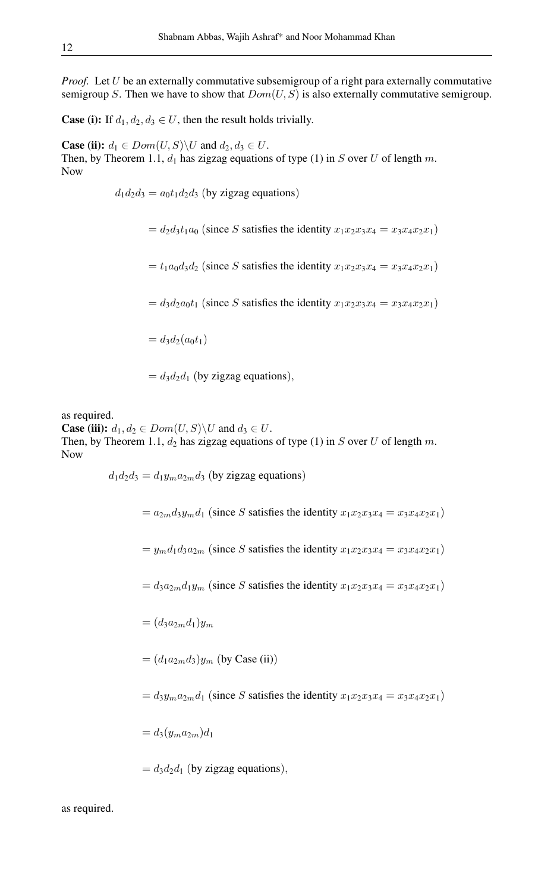*Proof.* Let $U$ be an externally commutative subsemigroup of a right para externally commutative semigroup $S$. Then we have to show that $Dom(U, S)$ is also externally commutative semigroup.

**Case (i):** If $d_1, d_2, d_3 \in U$, then the result holds trivially.

**Case (ii):** $d_1 \in Dom(U, S) \backslash U$ and $d_2, d_3 \in U$.
Then, by Theorem 1.1, $d_1$ has zigzag equations of type (1) in $S$ over $U$ of length $m$.
Now

$$
\begin{aligned}
d_1 d_2 d_3 &= a_0 t_1 d_2 d_3 \text{ (by zigzag equations)} \\
&= d_2 d_3 t_1 a_0 \text{ (since } S \text{ satisfies the identity } x_1x_2x_3x_4 = x_3x_4x_2x_1) \\
&= t_1 a_0 d_3 d_2 \text{ (since } S \text{ satisfies the identity } x_1x_2x_3x_4 = x_3x_4x_2x_1) \\
&= d_3 d_2 a_0 t_1 \text{ (since } S \text{ satisfies the identity } x_1x_2x_3x_4 = x_3x_4x_2x_1) \\
&= d_3 d_2 (a_0 t_1) \\
&= d_3 d_2 d_1 \text{ (by zigzag equations)},
\end{aligned}
$$

as required.

**Case (iii):** $d_1, d_2 \in Dom(U, S) \backslash U$ and $d_3 \in U$.
Then, by Theorem 1.1, $d_2$ has zigzag equations of type (1) in $S$ over $U$ of length $m$.
Now

$$
\begin{aligned}
d_1 d_2 d_3 &= d_1 y_m a_{2m} d_3 \text{ (by zigzag equations)} \\
&= a_{2m} d_3 y_m d_1 \text{ (since } S \text{ satisfies the identity } x_1x_2x_3x_4 = x_3x_4x_2x_1) \\
&= y_m d_1 d_3 a_{2m} \text{ (since } S \text{ satisfies the identity } x_1x_2x_3x_4 = x_3x_4x_2x_1) \\
&= d_3 a_{2m} d_1 y_m \text{ (since } S \text{ satisfies the identity } x_1x_2x_3x_4 = x_3x_4x_2x_1) \\
&= (d_3 a_{2m} d_1) y_m \\
&= (d_1 a_{2m} d_3) y_m \text{ (by Case (ii))} \\
&= d_3 y_m a_{2m} d_1 \text{ (since } S \text{ satisfies the identity } x_1x_2x_3x_4 = x_3x_4x_2x_1) \\
&= d_3 (y_m a_{2m}) d_1 \\
&= d_3 d_2 d_1 \text{ (by zigzag equations)},
\end{aligned}
$$

as required.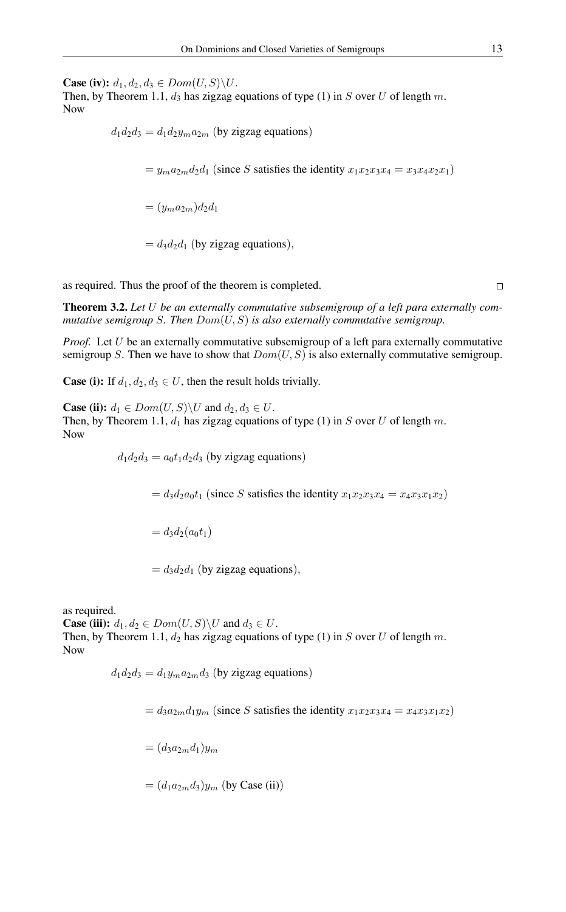**Case (iv):** $d_1, d_2, d_3 \in Dom(U, S)\backslash U$.
Then, by Theorem 1.1, $d_3$ has zigzag equations of type (1) in $S$ over $U$ of length $m$.
Now

$$
\begin{aligned}
d_1 d_2 d_3 &= d_1 d_2 y_m a_{2m} \text{ (by zigzag equations)} \\
&= y_m a_{2m} d_2 d_1 \text{ (since } S \text{ satisfies the identity } x_1x_2x_3x_4 = x_3x_4x_2x_1) \\
&= (y_m a_{2m}) d_2 d_1 \\
&= d_3 d_2 d_1 \text{ (by zigzag equations)},
\end{aligned}
$$

as required. Thus the proof of the theorem is completed. □

**Theorem 3.2.** *Let $U$ be an externally commutative subsemigroup of a left para externally commutative semigroup $S$. Then $Dom(U, S)$ is also externally commutative semigroup.*

*Proof.* Let $U$ be an externally commutative subsemigroup of a left para externally commutative semigroup $S$. Then we have to show that $Dom(U, S)$ is also externally commutative semigroup.

**Case (i):** If $d_1, d_2, d_3 \in U$, then the result holds trivially.

**Case (ii):** $d_1 \in Dom(U, S)\backslash U$ and $d_2, d_3 \in U$.
Then, by Theorem 1.1, $d_1$ has zigzag equations of type (1) in $S$ over $U$ of length $m$.
Now

$$
\begin{aligned}
d_1 d_2 d_3 &= a_0 t_1 d_2 d_3 \text{ (by zigzag equations)} \\
&= d_3 d_2 a_0 t_1 \text{ (since } S \text{ satisfies the identity } x_1x_2x_3x_4 = x_4x_3x_1x_2) \\
&= d_3 d_2 (a_0 t_1) \\
&= d_3 d_2 d_1 \text{ (by zigzag equations)},
\end{aligned}
$$

as required.
**Case (iii):** $d_1, d_2 \in Dom(U, S)\backslash U$ and $d_3 \in U$.
Then, by Theorem 1.1, $d_2$ has zigzag equations of type (1) in $S$ over $U$ of length $m$.
Now

$$
\begin{aligned}
d_1 d_2 d_3 &= d_1 y_m a_{2m} d_3 \text{ (by zigzag equations)} \\
&= d_3 a_{2m} d_1 y_m \text{ (since } S \text{ satisfies the identity } x_1x_2x_3x_4 = x_4x_3x_1x_2) \\
&= (d_3 a_{2m} d_1) y_m \\
&= (d_1 a_{2m} d_3) y_m \text{ (by Case (ii))}
\end{aligned}
$$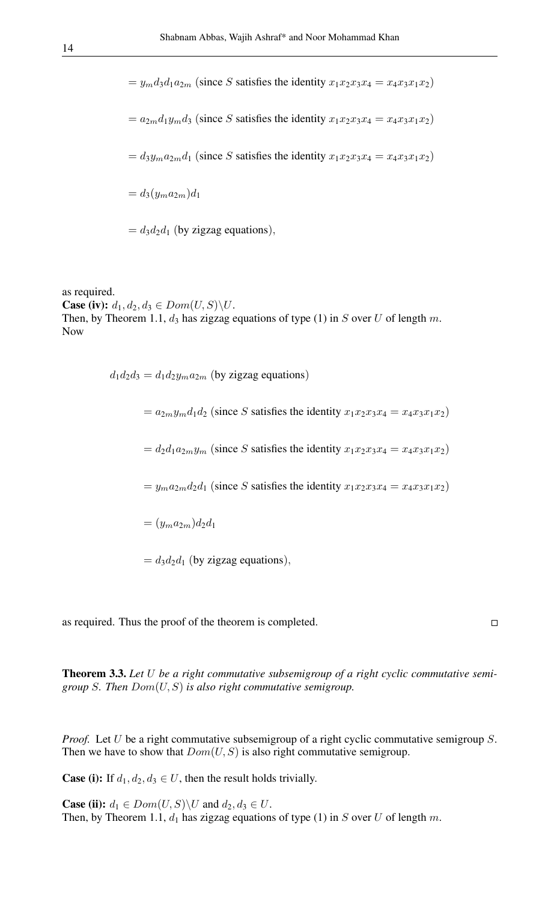$= y_m d_3 d_1 a_{2m}$ (since $S$ satisfies the identity $x_1x_2x_3x_4 = x_4x_3x_1x_2$)

$= a_{2m} d_1 y_m d_3$ (since $S$ satisfies the identity $x_1x_2x_3x_4 = x_4x_3x_1x_2$)

$= d_3 y_m a_{2m} d_1$ (since $S$ satisfies the identity $x_1x_2x_3x_4 = x_4x_3x_1x_2$)

$= d_3(y_m a_{2m})d_1$

$= d_3 d_2 d_1$ (by zigzag equations),

as required.

**Case (iv):** $d_1, d_2, d_3 \in Dom(U, S)\backslash U$.
Then, by Theorem 1.1, $d_3$ has zigzag equations of type (1) in $S$ over $U$ of length $m$.
Now

$d_1 d_2 d_3 = d_1 d_2 y_m a_{2m}$ (by zigzag equations)

$= a_{2m} y_m d_1 d_2$ (since $S$ satisfies the identity $x_1x_2x_3x_4 = x_4x_3x_1x_2$)

$= d_2 d_1 a_{2m} y_m$ (since $S$ satisfies the identity $x_1x_2x_3x_4 = x_4x_3x_1x_2$)

$= y_m a_{2m} d_2 d_1$ (since $S$ satisfies the identity $x_1x_2x_3x_4 = x_4x_3x_1x_2$)

$= (y_m a_{2m}) d_2 d_1$

$= d_3 d_2 d_1$ (by zigzag equations),

as required. Thus the proof of the theorem is completed. □

**Theorem 3.3.** *Let $U$ be a right commutative subsemigroup of a right cyclic commutative semigroup $S$. Then $Dom(U, S)$ is also right commutative semigroup.*

*Proof.* Let $U$ be a right commutative subsemigroup of a right cyclic commutative semigroup $S$. Then we have to show that $Dom(U, S)$ is also right commutative semigroup.

**Case (i):** If $d_1, d_2, d_3 \in U$, then the result holds trivially.

**Case (ii):** $d_1 \in Dom(U, S)\backslash U$ and $d_2, d_3 \in U$.
Then, by Theorem 1.1, $d_1$ has zigzag equations of type (1) in $S$ over $U$ of length $m$.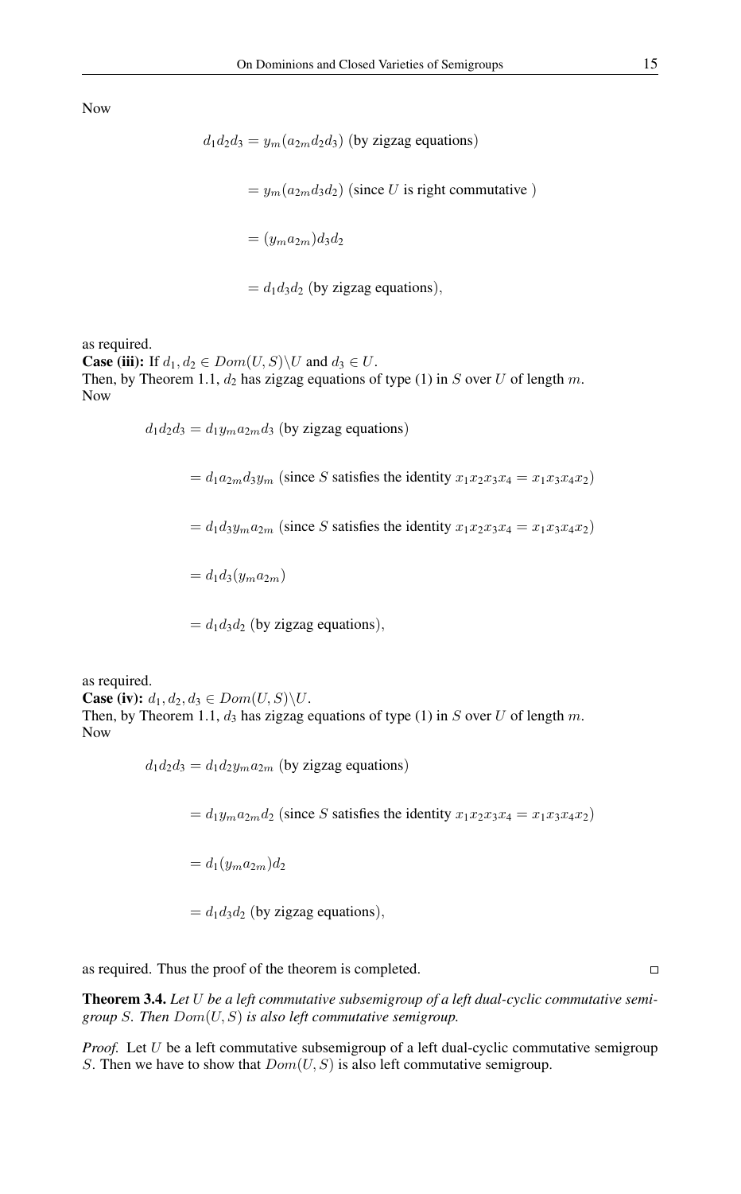Now

$$
\begin{aligned}
d_1d_2d_3 &= y_m(a_{2m}d_2d_3) \text{ (by zigzag equations)} \\
&= y_m(a_{2m}d_3d_2) \text{ (since } U \text{ is right commutative )} \\
&= (y_ma_{2m})d_3d_2 \\
&= d_1d_3d_2 \text{ (by zigzag equations),}
\end{aligned}
$$

as required.

**Case (iii):** If $d_1, d_2 \in Dom(U,S)\backslash U$ and $d_3 \in U$.
Then, by Theorem 1.1, $d_2$ has zigzag equations of type (1) in $S$ over $U$ of length $m$.
Now

$$
\begin{aligned}
d_1d_2d_3 &= d_1y_ma_{2m}d_3 \text{ (by zigzag equations)} \\
&= d_1a_{2m}d_3y_m \text{ (since } S \text{ satisfies the identity } x_1x_2x_3x_4 = x_1x_3x_4x_2) \\
&= d_1d_3y_ma_{2m} \text{ (since } S \text{ satisfies the identity } x_1x_2x_3x_4 = x_1x_3x_4x_2) \\
&= d_1d_3(y_ma_{2m}) \\
&= d_1d_3d_2 \text{ (by zigzag equations),}
\end{aligned}
$$

as required.

**Case (iv):** $d_1, d_2, d_3 \in Dom(U,S)\backslash U$.
Then, by Theorem 1.1, $d_3$ has zigzag equations of type (1) in $S$ over $U$ of length $m$.
Now

$$
\begin{aligned}
d_1d_2d_3 &= d_1d_2y_ma_{2m} \text{ (by zigzag equations)} \\
&= d_1y_ma_{2m}d_2 \text{ (since } S \text{ satisfies the identity } x_1x_2x_3x_4 = x_1x_3x_4x_2) \\
&= d_1(y_ma_{2m})d_2 \\
&= d_1d_3d_2 \text{ (by zigzag equations),}
\end{aligned}
$$

as required. Thus the proof of the theorem is completed. □

**Theorem 3.4.** *Let $U$ be a left commutative subsemigroup of a left dual-cyclic commutative semigroup $S$. Then $Dom(U,S)$ is also left commutative semigroup.*

*Proof.* Let $U$ be a left commutative subsemigroup of a left dual-cyclic commutative semigroup $S$. Then we have to show that $Dom(U,S)$ is also left commutative semigroup.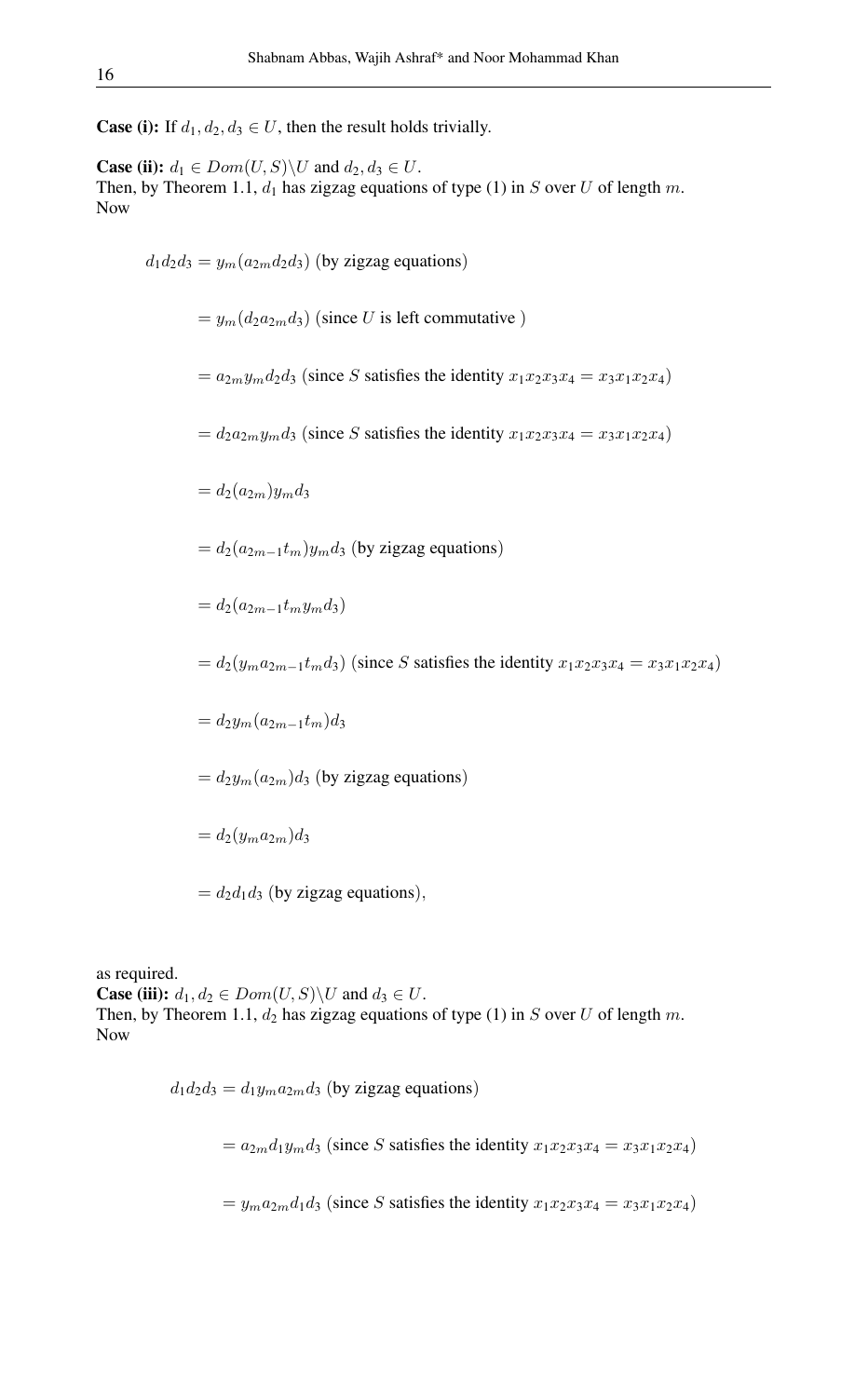**Case (i):** If $d_1, d_2, d_3 \in U$, then the result holds trivially.

**Case (ii):** $d_1 \in Dom(U, S)\backslash U$ and $d_2, d_3 \in U$.
Then, by Theorem 1.1, $d_1$ has zigzag equations of type (1) in $S$ over $U$ of length $m$.
Now

$$
\begin{aligned}
d_1d_2d_3 &= y_m(a_{2m}d_2d_3) \text{ (by zigzag equations)}\\
&= y_m(d_2a_{2m}d_3) \text{ (since } U \text{ is left commutative )}\\
&= a_{2m}y_md_2d_3 \text{ (since } S \text{ satisfies the identity } x_1x_2x_3x_4 = x_3x_1x_2x_4)\\
&= d_2a_{2m}y_md_3 \text{ (since } S \text{ satisfies the identity } x_1x_2x_3x_4 = x_3x_1x_2x_4)\\
&= d_2(a_{2m})y_md_3\\
&= d_2(a_{2m-1}t_m)y_md_3 \text{ (by zigzag equations)}\\
&= d_2(a_{2m-1}t_my_md_3)\\
&= d_2(y_ma_{2m-1}t_md_3) \text{ (since } S \text{ satisfies the identity } x_1x_2x_3x_4 = x_3x_1x_2x_4)\\
&= d_2y_m(a_{2m-1}t_m)d_3\\
&= d_2y_m(a_{2m})d_3 \text{ (by zigzag equations)}\\
&= d_2(y_ma_{2m})d_3\\
&= d_2d_1d_3 \text{ (by zigzag equations)},
\end{aligned}
$$

as required.

**Case (iii):** $d_1, d_2 \in Dom(U, S)\backslash U$ and $d_3 \in U$.
Then, by Theorem 1.1, $d_2$ has zigzag equations of type (1) in $S$ over $U$ of length $m$.
Now

$$
\begin{aligned}
d_1d_2d_3 &= d_1y_ma_{2m}d_3 \text{ (by zigzag equations)}\\
&= a_{2m}d_1y_md_3 \text{ (since } S \text{ satisfies the identity } x_1x_2x_3x_4 = x_3x_1x_2x_4)\\
&= y_ma_{2m}d_1d_3 \text{ (since } S \text{ satisfies the identity } x_1x_2x_3x_4 = x_3x_1x_2x_4)
\end{aligned}
$$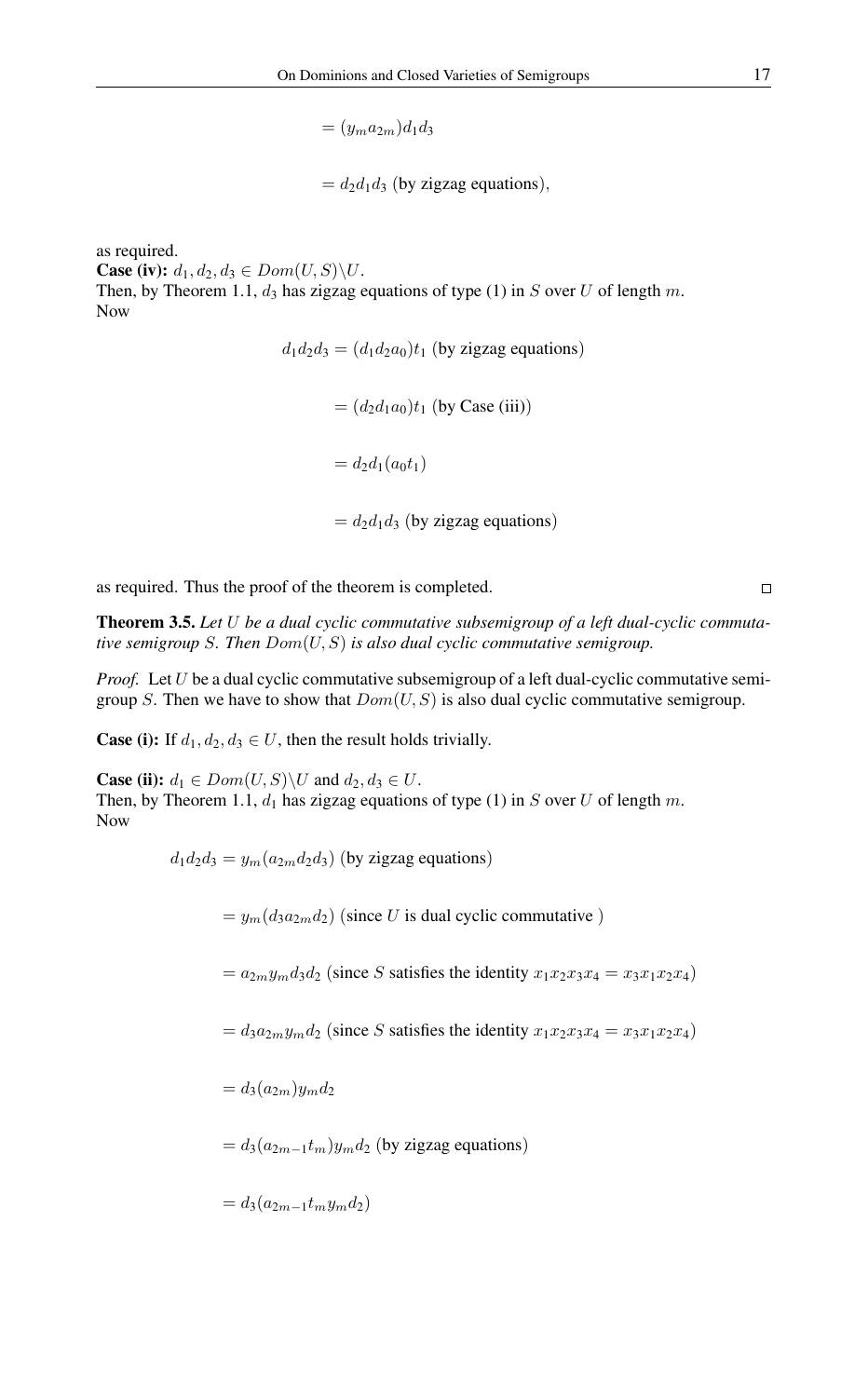$$= (y_m a_{2m}) d_1 d_3$$

$$= d_2 d_1 d_3 \text{ (by zigzag equations)},$$

as required.

**Case (iv):** $d_1, d_2, d_3 \in Dom(U, S) \backslash U$.
Then, by Theorem 1.1, $d_3$ has zigzag equations of type (1) in $S$ over $U$ of length $m$.
Now

$$d_1 d_2 d_3 = (d_1 d_2 a_0) t_1 \text{ (by zigzag equations)}$$

$$= (d_2 d_1 a_0) t_1 \text{ (by Case (iii))}$$

$$= d_2 d_1 (a_0 t_1)$$

$$= d_2 d_1 d_3 \text{ (by zigzag equations)}$$

as required. Thus the proof of the theorem is completed. □

**Theorem 3.5.** *Let $U$ be a dual cyclic commutative subsemigroup of a left dual-cyclic commutative semigroup $S$. Then $Dom(U, S)$ is also dual cyclic commutative semigroup.*

*Proof.* Let $U$ be a dual cyclic commutative subsemigroup of a left dual-cyclic commutative semigroup $S$. Then we have to show that $Dom(U, S)$ is also dual cyclic commutative semigroup.

**Case (i):** If $d_1, d_2, d_3 \in U$, then the result holds trivially.

**Case (ii):** $d_1 \in Dom(U, S) \backslash U$ and $d_2, d_3 \in U$.
Then, by Theorem 1.1, $d_1$ has zigzag equations of type (1) in $S$ over $U$ of length $m$.
Now

$$d_1 d_2 d_3 = y_m (a_{2m} d_2 d_3) \text{ (by zigzag equations)}$$

$$= y_m (d_3 a_{2m} d_2) \text{ (since } U \text{ is dual cyclic commutative )}$$

$$= a_{2m} y_m d_3 d_2 \text{ (since } S \text{ satisfies the identity } x_1 x_2 x_3 x_4 = x_3 x_1 x_2 x_4)$$

$$= d_3 a_{2m} y_m d_2 \text{ (since } S \text{ satisfies the identity } x_1 x_2 x_3 x_4 = x_3 x_1 x_2 x_4)$$

$$= d_3 (a_{2m}) y_m d_2$$

$$= d_3 (a_{2m-1} t_m) y_m d_2 \text{ (by zigzag equations)}$$

$$= d_3 (a_{2m-1} t_m y_m d_2)$$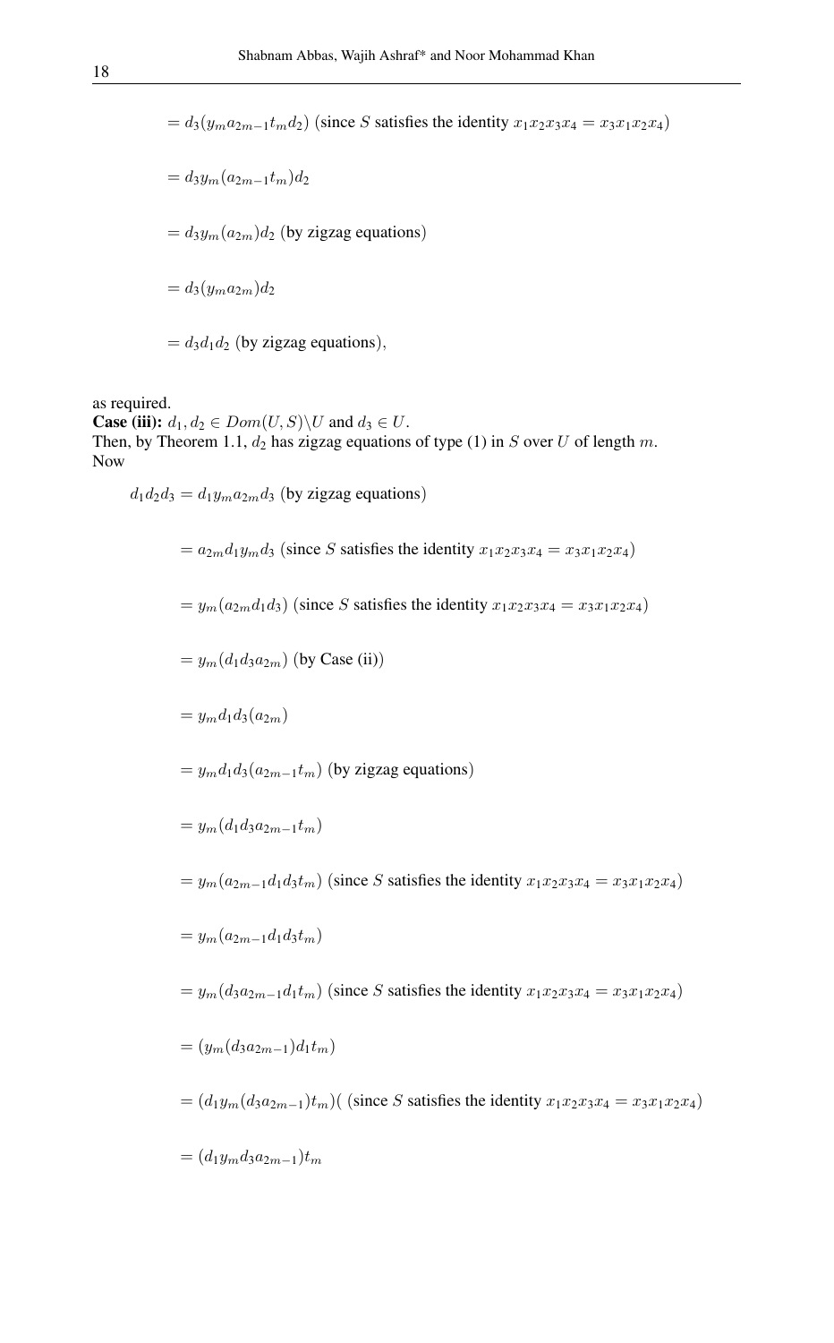$= d_3(y_m a_{2m-1} t_m d_2)$ (since $S$ satisfies the identity $x_1x_2x_3x_4 = x_3x_1x_2x_4$)

$= d_3 y_m (a_{2m-1} t_m) d_2$

$= d_3 y_m (a_{2m}) d_2$ (by zigzag equations)

$= d_3 (y_m a_{2m}) d_2$

$= d_3 d_1 d_2$ (by zigzag equations),

as required.

**Case (iii):** $d_1, d_2 \in Dom(U, S) \backslash U$ and $d_3 \in U$.

Then, by Theorem 1.1, $d_2$ has zigzag equations of type (1) in $S$ over $U$ of length $m$. Now

$d_1 d_2 d_3 = d_1 y_m a_{2m} d_3$ (by zigzag equations)

$= a_{2m} d_1 y_m d_3$ (since $S$ satisfies the identity $x_1x_2x_3x_4 = x_3x_1x_2x_4$)

$= y_m (a_{2m} d_1 d_3)$ (since $S$ satisfies the identity $x_1x_2x_3x_4 = x_3x_1x_2x_4$)

$= y_m (d_1 d_3 a_{2m})$ (by Case (ii))

$= y_m d_1 d_3 (a_{2m})$

$= y_m d_1 d_3 (a_{2m-1} t_m)$ (by zigzag equations)

$= y_m (d_1 d_3 a_{2m-1} t_m)$

$= y_m (a_{2m-1} d_1 d_3 t_m)$ (since $S$ satisfies the identity $x_1x_2x_3x_4 = x_3x_1x_2x_4$)

$= y_m (a_{2m-1} d_1 d_3 t_m)$

$= y_m (d_3 a_{2m-1} d_1 t_m)$ (since $S$ satisfies the identity $x_1x_2x_3x_4 = x_3x_1x_2x_4$)

$= (y_m (d_3 a_{2m-1}) d_1 t_m)$

$= (d_1 y_m (d_3 a_{2m-1}) t_m)$( (since $S$ satisfies the identity $x_1x_2x_3x_4 = x_3x_1x_2x_4$)

$= (d_1 y_m d_3 a_{2m-1}) t_m$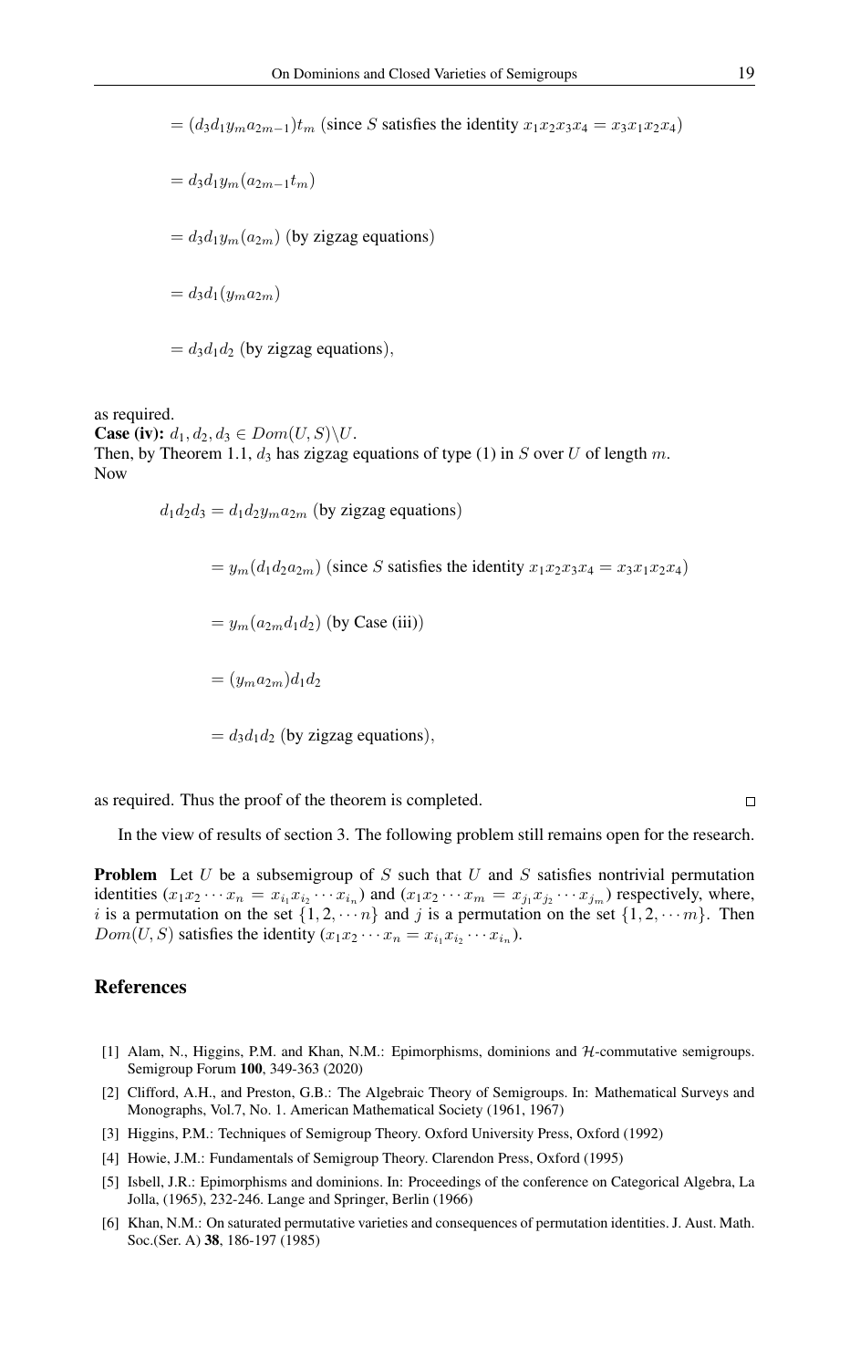$$= (d_3 d_1 y_m a_{2m-1}) t_m \text{ (since } S \text{ satisfies the identity } x_1x_2x_3x_4 = x_3x_1x_2x_4\text{)}$$

$$= d_3 d_1 y_m (a_{2m-1} t_m)$$

$$= d_3 d_1 y_m (a_{2m}) \text{ (by zigzag equations)}$$

$$= d_3 d_1 (y_m a_{2m})$$

$$= d_3 d_1 d_2 \text{ (by zigzag equations)},$$

as required.

**Case (iv):** $d_1, d_2, d_3 \in Dom(U, S) \backslash U$.
Then, by Theorem 1.1, $d_3$ has zigzag equations of type (1) in $S$ over $U$ of length $m$.
Now

$$d_1 d_2 d_3 = d_1 d_2 y_m a_{2m} \text{ (by zigzag equations)}$$

$$= y_m (d_1 d_2 a_{2m}) \text{ (since } S \text{ satisfies the identity } x_1x_2x_3x_4 = x_3x_1x_2x_4\text{)}$$

$$= y_m (a_{2m} d_1 d_2) \text{ (by Case (iii))}$$

$$= (y_m a_{2m}) d_1 d_2$$

$$= d_3 d_1 d_2 \text{ (by zigzag equations)},$$

as required. Thus the proof of the theorem is completed. □

In the view of results of section 3. The following problem still remains open for the research.

**Problem** Let $U$ be a subsemigroup of $S$ such that $U$ and $S$ satisfies nontrivial permutation identities $(x_1x_2\cdots x_n = x_{i_1}x_{i_2}\cdots x_{i_n})$ and $(x_1x_2\cdots x_m = x_{j_1}x_{j_2}\cdots x_{j_m})$ respectively, where, $i$ is a permutation on the set $\{1, 2, \cdots n\}$ and $j$ is a permutation on the set $\{1, 2, \cdots m\}$. Then $Dom(U, S)$ satisfies the identity $(x_1x_2\cdots x_n = x_{i_1}x_{i_2}\cdots x_{i_n})$.

## References

[1] Alam, N., Higgins, P.M. and Khan, N.M.: Epimorphisms, dominions and $\mathcal{H}$-commutative semigroups. Semigroup Forum **100**, 349-363 (2020)

[2] Clifford, A.H., and Preston, G.B.: The Algebraic Theory of Semigroups. In: Mathematical Surveys and Monographs, Vol.7, No. 1. American Mathematical Society (1961, 1967)

[3] Higgins, P.M.: Techniques of Semigroup Theory. Oxford University Press, Oxford (1992)

[4] Howie, J.M.: Fundamentals of Semigroup Theory. Clarendon Press, Oxford (1995)

[5] Isbell, J.R.: Epimorphisms and dominions. In: Proceedings of the conference on Categorical Algebra, La Jolla, (1965), 232-246. Lange and Springer, Berlin (1966)

[6] Khan, N.M.: On saturated permutative varieties and consequences of permutation identities. J. Aust. Math. Soc.(Ser. A) **38**, 186-197 (1985)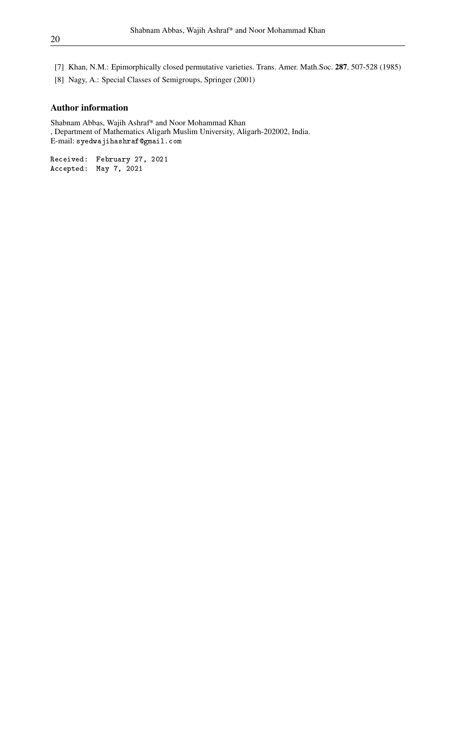[7] Khan, N.M.: Epimorphically closed permutative varieties. Trans. Amer. Math.Soc. **287**, 507-528 (1985)

[8] Nagy, A.: Special Classes of Semigroups, Springer (2001)

### Author information

Shabnam Abbas, Wajih Ashraf* and Noor Mohammad Khan
, Department of Mathematics Aligarh Muslim University, Aligarh-202002, India.
E-mail: `syedwajihashraf@gmail.com`

```
Received:  February 27, 2021
Accepted:  May 7, 2021
```